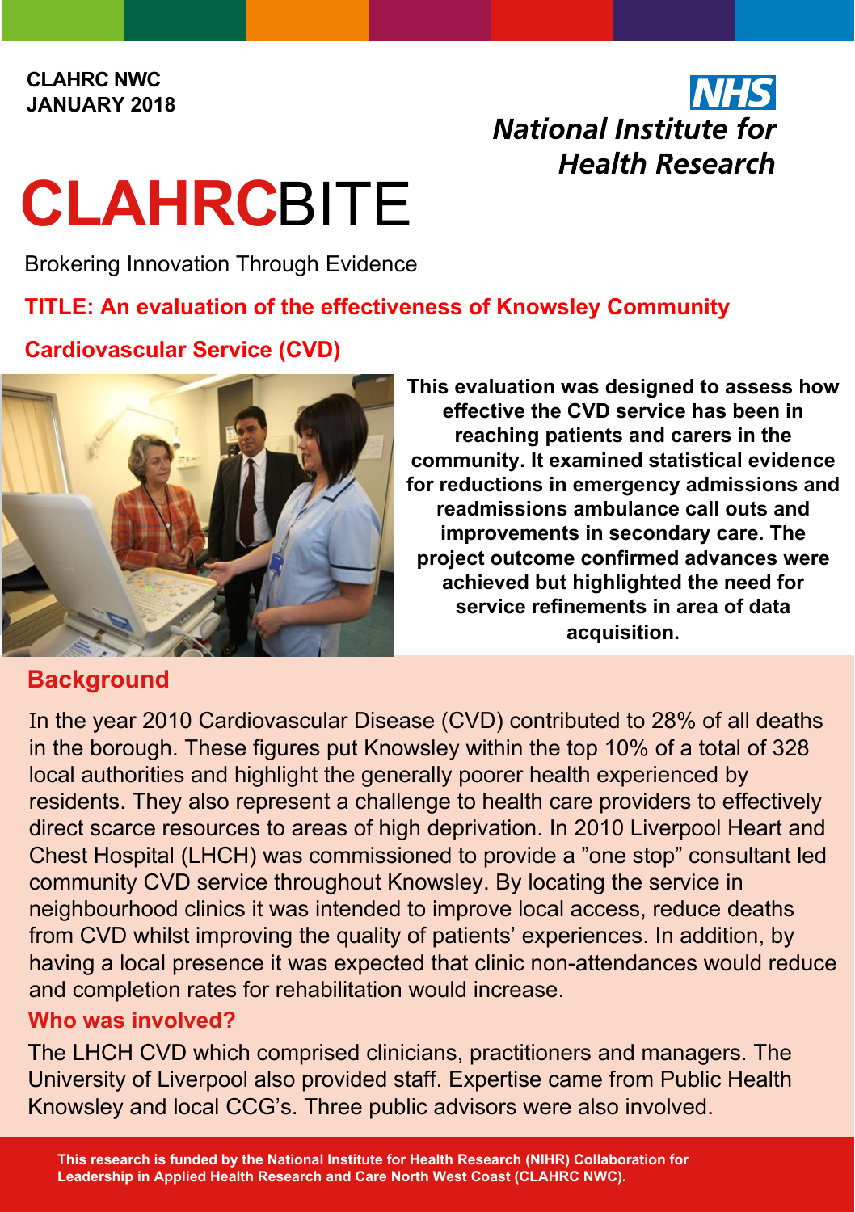CLAHRC NWC
JANUARY 2018

NHS
National Institute for Health Research

# CLAHRCBITE

Brokering Innovation Through Evidence

## TITLE: An evaluation of the effectiveness of Knowsley Community Cardiovascular Service (CVD)

**This evaluation was designed to assess how effective the CVD service has been in reaching patients and carers in the community. It examined statistical evidence for reductions in emergency admissions and readmissions ambulance call outs and improvements in secondary care. The project outcome confirmed advances were achieved but highlighted the need for service refinements in area of data acquisition.**

## Background

In the year 2010 Cardiovascular Disease (CVD) contributed to 28% of all deaths in the borough. These figures put Knowsley within the top 10% of a total of 328 local authorities and highlight the generally poorer health experienced by residents. They also represent a challenge to health care providers to effectively direct scarce resources to areas of high deprivation. In 2010 Liverpool Heart and Chest Hospital (LHCH) was commissioned to provide a "one stop" consultant led community CVD service throughout Knowsley. By locating the service in neighbourhood clinics it was intended to improve local access, reduce deaths from CVD whilst improving the quality of patients' experiences. In addition, by having a local presence it was expected that clinic non-attendances would reduce and completion rates for rehabilitation would increase.

### Who was involved?

The LHCH CVD which comprised clinicians, practitioners and managers. The University of Liverpool also provided staff. Expertise came from Public Health Knowsley and local CCG's. Three public advisors were also involved.

**This research is funded by the National Institute for Health Research (NIHR) Collaboration for Leadership in Applied Health Research and Care North West Coast (CLAHRC NWC).**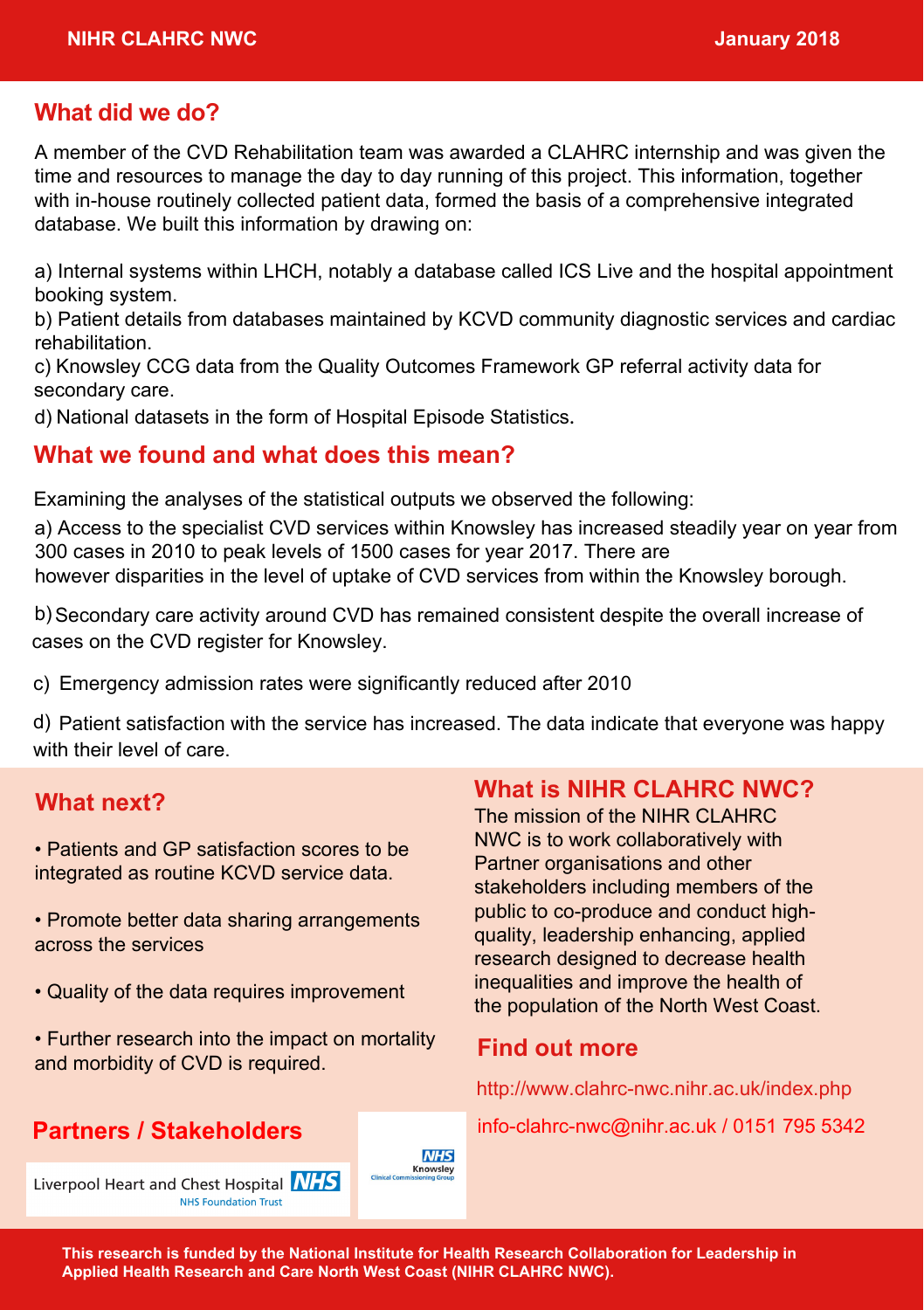## What did we do?

A member of the CVD Rehabilitation team was awarded a CLAHRC internship and was given the time and resources to manage the day to day running of this project. This information, together with in-house routinely collected patient data, formed the basis of a comprehensive integrated database. We built this information by drawing on:

a) Internal systems within LHCH, notably a database called ICS Live and the hospital appointment booking system.
b) Patient details from databases maintained by KCVD community diagnostic services and cardiac rehabilitation.
c) Knowsley CCG data from the Quality Outcomes Framework GP referral activity data for secondary care.
d) National datasets in the form of Hospital Episode Statistics.

## What we found and what does this mean?

Examining the analyses of the statistical outputs we observed the following:

a) Access to the specialist CVD services within Knowsley has increased steadily year on year from 300 cases in 2010 to peak levels of 1500 cases for year 2017. There are however disparities in the level of uptake of CVD services from within the Knowsley borough.

b) Secondary care activity around CVD has remained consistent despite the overall increase of cases on the CVD register for Knowsley.

c) Emergency admission rates were significantly reduced after 2010

d) Patient satisfaction with the service has increased. The data indicate that everyone was happy with their level of care.

## What next?

- Patients and GP satisfaction scores to be integrated as routine KCVD service data.
- Promote better data sharing arrangements across the services
- Quality of the data requires improvement
- Further research into the impact on mortality and morbidity of CVD is required.

## What is NIHR CLAHRC NWC?

The mission of the NIHR CLAHRC NWC is to work collaboratively with Partner organisations and other stakeholders including members of the public to co-produce and conduct high-quality, leadership enhancing, applied research designed to decrease health inequalities and improve the health of the population of the North West Coast.

## Find out more

http://www.clahrc-nwc.nihr.ac.uk/index.php

info-clahrc-nwc@nihr.ac.uk / 0151 795 5342

## Partners / Stakeholders

Liverpool Heart and Chest Hospital NHS Foundation Trust

NHS Knowsley Clinical Commissioning Group

**This research is funded by the National Institute for Health Research Collaboration for Leadership in Applied Health Research and Care North West Coast (NIHR CLAHRC NWC).**